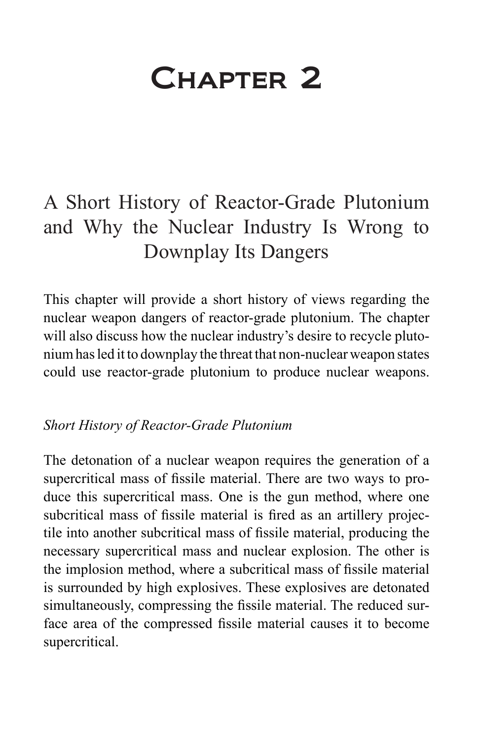# Chapter 2

## A Short History of Reactor-Grade Plutonium and Why the Nuclear Industry Is Wrong to Downplay Its Dangers

This chapter will provide a short history of views regarding the nuclear weapon dangers of reactor-grade plutonium. The chapter will also discuss how the nuclear industry's desire to recycle plutonium has led it to downplay the threat that non-nuclear weapon states could use reactor-grade plutonium to produce nuclear weapons.

### *Short History of Reactor-Grade Plutonium*

The detonation of a nuclear weapon requires the generation of a supercritical mass of fissile material. There are two ways to produce this supercritical mass. One is the gun method, where one subcritical mass of fissile material is fired as an artillery projectile into another subcritical mass of fissile material, producing the necessary supercritical mass and nuclear explosion. The other is the implosion method, where a subcritical mass of fissile material is surrounded by high explosives. These explosives are detonated simultaneously, compressing the fissile material. The reduced surface area of the compressed fissile material causes it to become supercritical.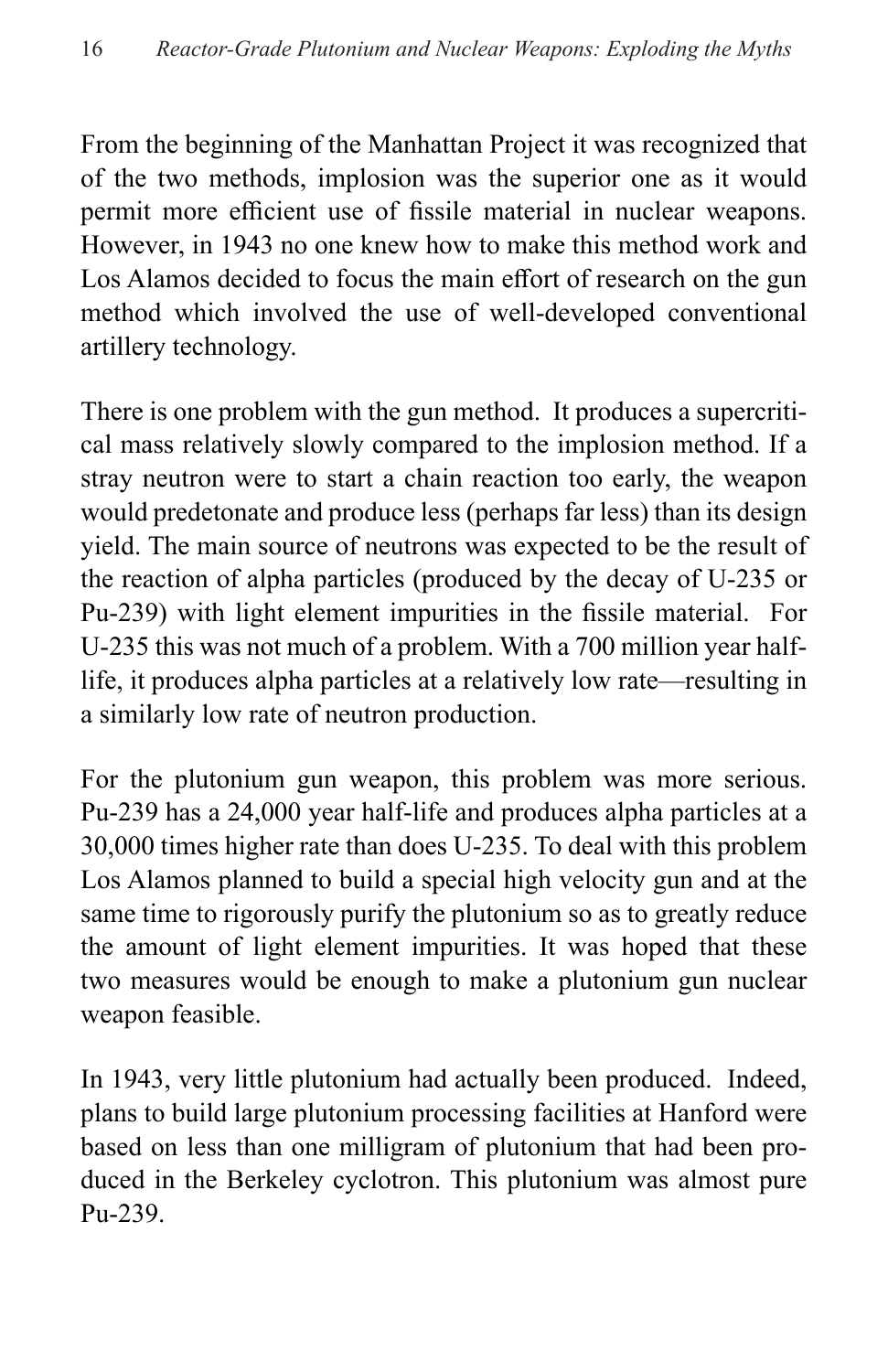From the beginning of the Manhattan Project it was recognized that of the two methods, implosion was the superior one as it would permit more efficient use of fissile material in nuclear weapons. However, in 1943 no one knew how to make this method work and Los Alamos decided to focus the main effort of research on the gun method which involved the use of well-developed conventional artillery technology.

There is one problem with the gun method. It produces a supercritical mass relatively slowly compared to the implosion method. If a stray neutron were to start a chain reaction too early, the weapon would predetonate and produce less (perhaps far less) than its design yield. The main source of neutrons was expected to be the result of the reaction of alpha particles (produced by the decay of U-235 or Pu-239) with light element impurities in the fissile material. For U-235 this was not much of a problem. With a 700 million year half-life, it produces alpha particles at a relatively low rate—resulting in a similarly low rate of neutron production.

For the plutonium gun weapon, this problem was more serious. Pu-239 has a 24,000 year half-life and produces alpha particles at a 30,000 times higher rate than does U-235. To deal with this problem Los Alamos planned to build a special high velocity gun and at the same time to rigorously purify the plutonium so as to greatly reduce the amount of light element impurities. It was hoped that these two measures would be enough to make a plutonium gun nuclear weapon feasible.

In 1943, very little plutonium had actually been produced. Indeed, plans to build large plutonium processing facilities at Hanford were based on less than one milligram of plutonium that had been produced in the Berkeley cyclotron. This plutonium was almost pure Pu-239.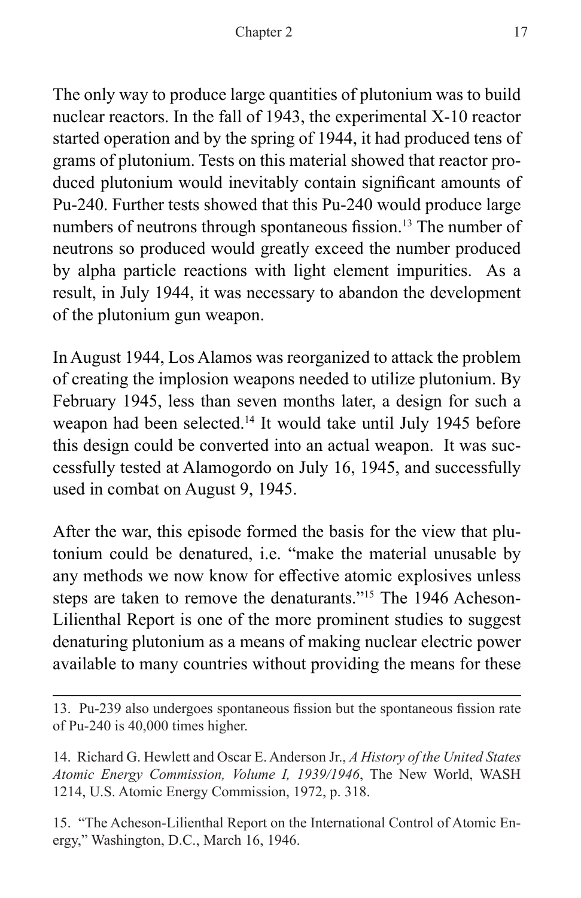The only way to produce large quantities of plutonium was to build nuclear reactors. In the fall of 1943, the experimental X-10 reactor started operation and by the spring of 1944, it had produced tens of grams of plutonium. Tests on this material showed that reactor produced plutonium would inevitably contain significant amounts of Pu-240. Further tests showed that this Pu-240 would produce large numbers of neutrons through spontaneous fission.[13] The number of neutrons so produced would greatly exceed the number produced by alpha particle reactions with light element impurities. As a result, in July 1944, it was necessary to abandon the development of the plutonium gun weapon.

In August 1944, Los Alamos was reorganized to attack the problem of creating the implosion weapons needed to utilize plutonium. By February 1945, less than seven months later, a design for such a weapon had been selected.[14] It would take until July 1945 before this design could be converted into an actual weapon. It was successfully tested at Alamogordo on July 16, 1945, and successfully used in combat on August 9, 1945.

After the war, this episode formed the basis for the view that plutonium could be denatured, i.e. "make the material unusable by any methods we now know for effective atomic explosives unless steps are taken to remove the denaturants."[15] The 1946 Acheson-Lilienthal Report is one of the more prominent studies to suggest denaturing plutonium as a means of making nuclear electric power available to many countries without providing the means for these

---

13. Pu-239 also undergoes spontaneous fission but the spontaneous fission rate of Pu-240 is 40,000 times higher.

14. Richard G. Hewlett and Oscar E. Anderson Jr., *A History of the United States Atomic Energy Commission, Volume I, 1939/1946*, The New World, WASH 1214, U.S. Atomic Energy Commission, 1972, p. 318.

15. "The Acheson-Lilienthal Report on the International Control of Atomic Energy," Washington, D.C., March 16, 1946.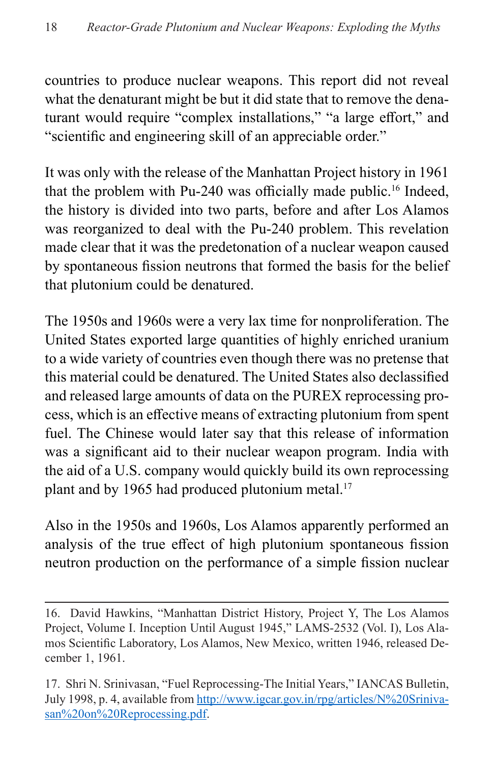countries to produce nuclear weapons. This report did not reveal what the denaturant might be but it did state that to remove the denaturant would require "complex installations," "a large effort," and "scientific and engineering skill of an appreciable order."

It was only with the release of the Manhattan Project history in 1961 that the problem with Pu-240 was officially made public.[16] Indeed, the history is divided into two parts, before and after Los Alamos was reorganized to deal with the Pu-240 problem. This revelation made clear that it was the predetonation of a nuclear weapon caused by spontaneous fission neutrons that formed the basis for the belief that plutonium could be denatured.

The 1950s and 1960s were a very lax time for nonproliferation. The United States exported large quantities of highly enriched uranium to a wide variety of countries even though there was no pretense that this material could be denatured. The United States also declassified and released large amounts of data on the PUREX reprocessing process, which is an effective means of extracting plutonium from spent fuel. The Chinese would later say that this release of information was a significant aid to their nuclear weapon program. India with the aid of a U.S. company would quickly build its own reprocessing plant and by 1965 had produced plutonium metal.[17]

Also in the 1950s and 1960s, Los Alamos apparently performed an analysis of the true effect of high plutonium spontaneous fission neutron production on the performance of a simple fission nuclear

---

16. David Hawkins, "Manhattan District History, Project Y, The Los Alamos Project, Volume I. Inception Until August 1945," LAMS-2532 (Vol. I), Los Alamos Scientific Laboratory, Los Alamos, New Mexico, written 1946, released December 1, 1961.

17. Shri N. Srinivasan, "Fuel Reprocessing-The Initial Years," IANCAS Bulletin, July 1998, p. 4, available from http://www.igcar.gov.in/rpg/articles/N%20Srinivasan%20on%20Reprocessing.pdf.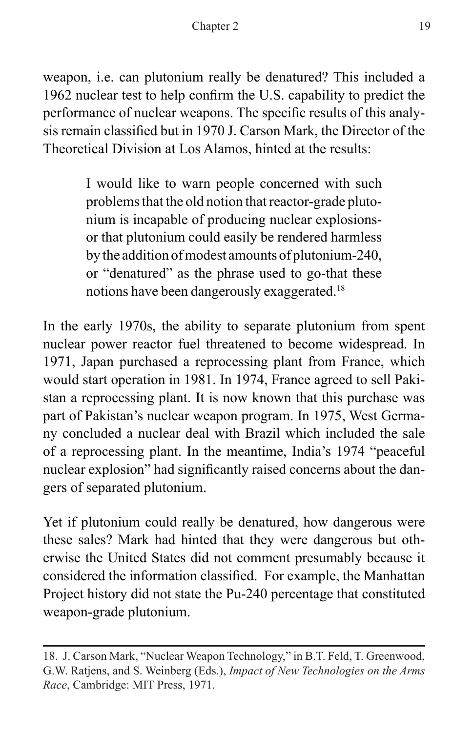weapon, i.e. can plutonium really be denatured? This included a 1962 nuclear test to help confirm the U.S. capability to predict the performance of nuclear weapons. The specific results of this analysis remain classified but in 1970 J. Carson Mark, the Director of the Theoretical Division at Los Alamos, hinted at the results:

> I would like to warn people concerned with such problems that the old notion that reactor-grade plutonium is incapable of producing nuclear explosions-or that plutonium could easily be rendered harmless by the addition of modest amounts of plutonium-240, or "denatured" as the phrase used to go-that these notions have been dangerously exaggerated.[18]

In the early 1970s, the ability to separate plutonium from spent nuclear power reactor fuel threatened to become widespread. In 1971, Japan purchased a reprocessing plant from France, which would start operation in 1981. In 1974, France agreed to sell Pakistan a reprocessing plant. It is now known that this purchase was part of Pakistan's nuclear weapon program. In 1975, West Germany concluded a nuclear deal with Brazil which included the sale of a reprocessing plant. In the meantime, India's 1974 "peaceful nuclear explosion" had significantly raised concerns about the dangers of separated plutonium.

Yet if plutonium could really be denatured, how dangerous were these sales? Mark had hinted that they were dangerous but otherwise the United States did not comment presumably because it considered the information classified. For example, the Manhattan Project history did not state the Pu-240 percentage that constituted weapon-grade plutonium.

---

18. J. Carson Mark, "Nuclear Weapon Technology," in B.T. Feld, T. Greenwood, G.W. Ratjens, and S. Weinberg (Eds.), *Impact of New Technologies on the Arms Race*, Cambridge: MIT Press, 1971.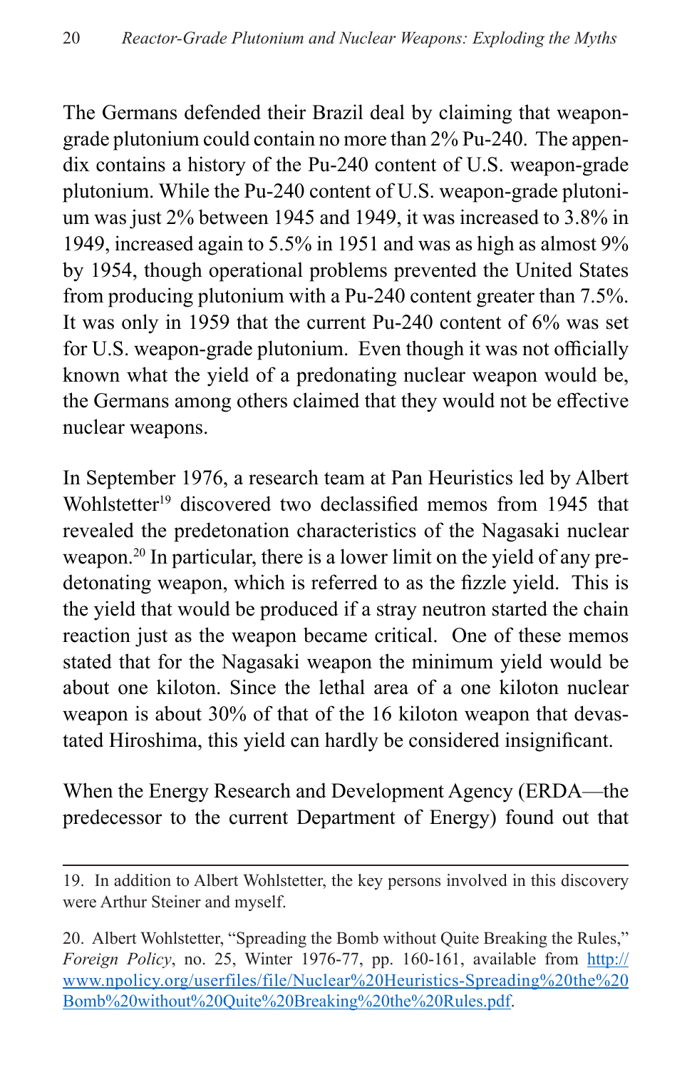The Germans defended their Brazil deal by claiming that weapon-grade plutonium could contain no more than 2% Pu-240. The appendix contains a history of the Pu-240 content of U.S. weapon-grade plutonium. While the Pu-240 content of U.S. weapon-grade plutonium was just 2% between 1945 and 1949, it was increased to 3.8% in 1949, increased again to 5.5% in 1951 and was as high as almost 9% by 1954, though operational problems prevented the United States from producing plutonium with a Pu-240 content greater than 7.5%. It was only in 1959 that the current Pu-240 content of 6% was set for U.S. weapon-grade plutonium. Even though it was not officially known what the yield of a predonating nuclear weapon would be, the Germans among others claimed that they would not be effective nuclear weapons.

In September 1976, a research team at Pan Heuristics led by Albert Wohlstetter[19] discovered two declassified memos from 1945 that revealed the predetonation characteristics of the Nagasaki nuclear weapon.[20] In particular, there is a lower limit on the yield of any predetonating weapon, which is referred to as the fizzle yield. This is the yield that would be produced if a stray neutron started the chain reaction just as the weapon became critical. One of these memos stated that for the Nagasaki weapon the minimum yield would be about one kiloton. Since the lethal area of a one kiloton nuclear weapon is about 30% of that of the 16 kiloton weapon that devastated Hiroshima, this yield can hardly be considered insignificant.

When the Energy Research and Development Agency (ERDA—the predecessor to the current Department of Energy) found out that

---

19. In addition to Albert Wohlstetter, the key persons involved in this discovery were Arthur Steiner and myself.

20. Albert Wohlstetter, "Spreading the Bomb without Quite Breaking the Rules," *Foreign Policy*, no. 25, Winter 1976-77, pp. 160-161, available from [http://www.npolicy.org/userfiles/file/Nuclear%20Heuristics-Spreading%20the%20Bomb%20without%20Quite%20Breaking%20the%20Rules.pdf](http://www.npolicy.org/userfiles/file/Nuclear%20Heuristics-Spreading%20the%20Bomb%20without%20Quite%20Breaking%20the%20Rules.pdf).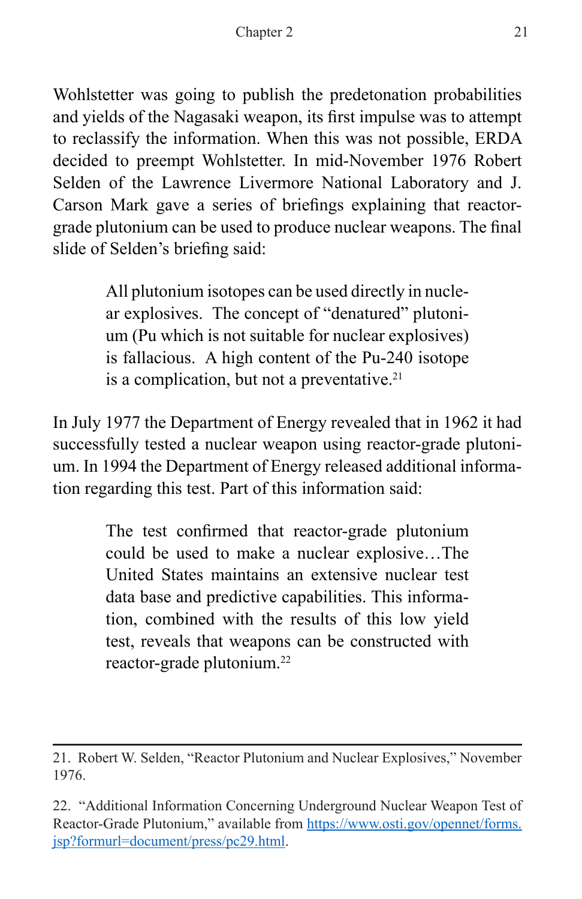Wohlstetter was going to publish the predetonation probabilities and yields of the Nagasaki weapon, its first impulse was to attempt to reclassify the information. When this was not possible, ERDA decided to preempt Wohlstetter. In mid-November 1976 Robert Selden of the Lawrence Livermore National Laboratory and J. Carson Mark gave a series of briefings explaining that reactor-grade plutonium can be used to produce nuclear weapons. The final slide of Selden's briefing said:

> All plutonium isotopes can be used directly in nuclear explosives. The concept of "denatured" plutonium (Pu which is not suitable for nuclear explosives) is fallacious. A high content of the Pu-240 isotope is a complication, but not a preventative.[21]

In July 1977 the Department of Energy revealed that in 1962 it had successfully tested a nuclear weapon using reactor-grade plutonium. In 1994 the Department of Energy released additional information regarding this test. Part of this information said:

> The test confirmed that reactor-grade plutonium could be used to make a nuclear explosive…The United States maintains an extensive nuclear test data base and predictive capabilities. This information, combined with the results of this low yield test, reveals that weapons can be constructed with reactor-grade plutonium.[22]

---

21. Robert W. Selden, "Reactor Plutonium and Nuclear Explosives," November 1976.

22. "Additional Information Concerning Underground Nuclear Weapon Test of Reactor-Grade Plutonium," available from [https://www.osti.gov/opennet/forms.jsp?formurl=document/press/pc29.html](https://www.osti.gov/opennet/forms.jsp?formurl=document/press/pc29.html).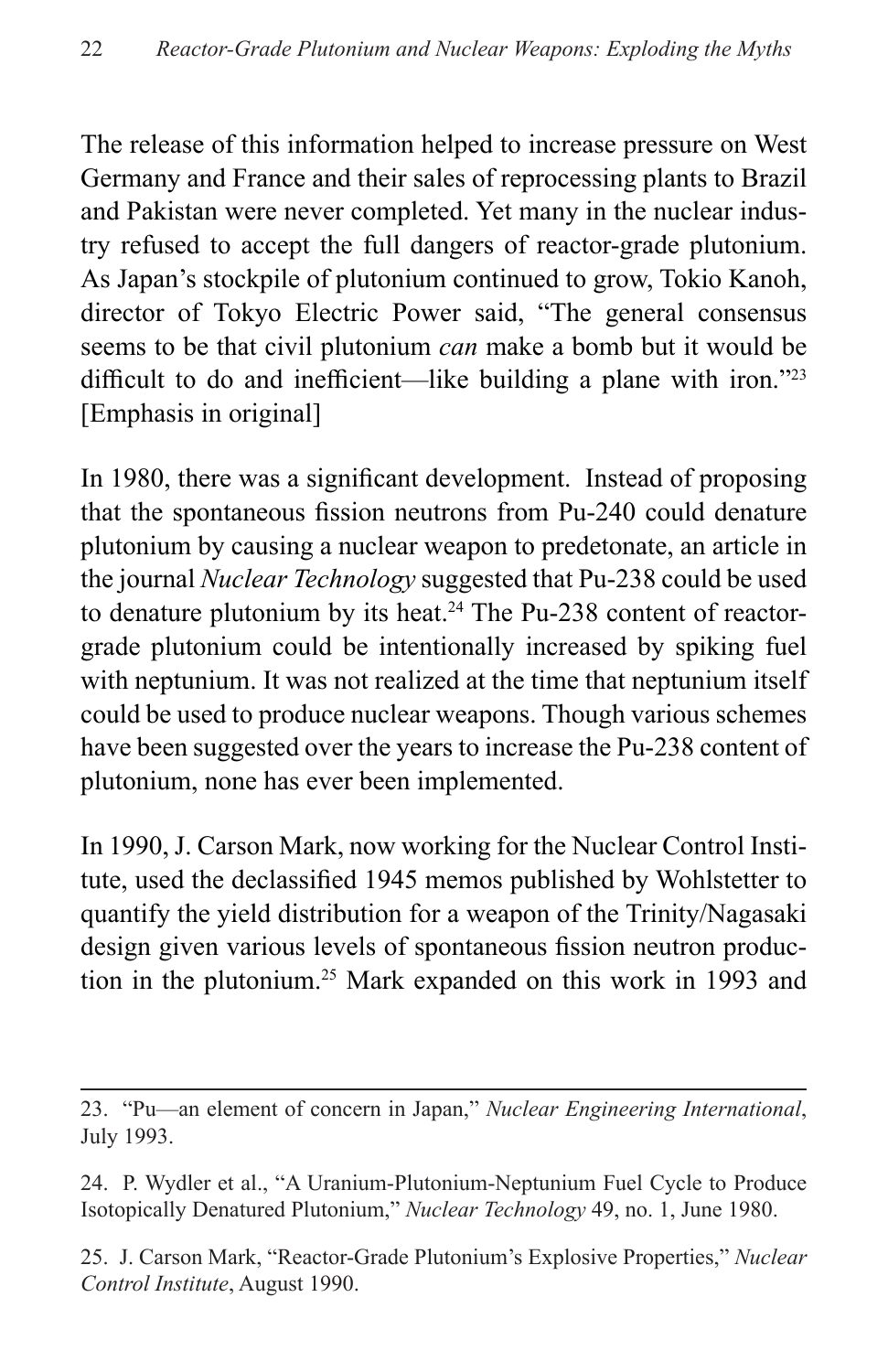The release of this information helped to increase pressure on West Germany and France and their sales of reprocessing plants to Brazil and Pakistan were never completed. Yet many in the nuclear industry refused to accept the full dangers of reactor-grade plutonium. As Japan's stockpile of plutonium continued to grow, Tokio Kanoh, director of Tokyo Electric Power said, "The general consensus seems to be that civil plutonium *can* make a bomb but it would be difficult to do and inefficient—like building a plane with iron."[23] [Emphasis in original]

In 1980, there was a significant development. Instead of proposing that the spontaneous fission neutrons from Pu-240 could denature plutonium by causing a nuclear weapon to predetonate, an article in the journal *Nuclear Technology* suggested that Pu-238 could be used to denature plutonium by its heat.[24] The Pu-238 content of reactor-grade plutonium could be intentionally increased by spiking fuel with neptunium. It was not realized at the time that neptunium itself could be used to produce nuclear weapons. Though various schemes have been suggested over the years to increase the Pu-238 content of plutonium, none has ever been implemented.

In 1990, J. Carson Mark, now working for the Nuclear Control Institute, used the declassified 1945 memos published by Wohlstetter to quantify the yield distribution for a weapon of the Trinity/Nagasaki design given various levels of spontaneous fission neutron production in the plutonium.[25] Mark expanded on this work in 1993 and

---

23. "Pu—an element of concern in Japan," *Nuclear Engineering International*, July 1993.

24. P. Wydler et al., "A Uranium-Plutonium-Neptunium Fuel Cycle to Produce Isotopically Denatured Plutonium," *Nuclear Technology* 49, no. 1, June 1980.

25. J. Carson Mark, "Reactor-Grade Plutonium's Explosive Properties," *Nuclear Control Institute*, August 1990.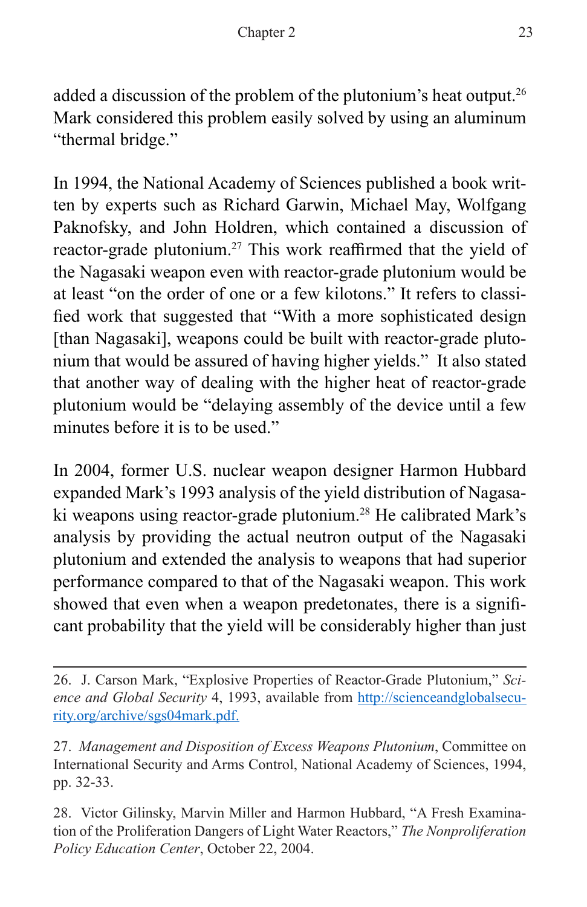added a discussion of the problem of the plutonium's heat output.[26] Mark considered this problem easily solved by using an aluminum "thermal bridge."

In 1994, the National Academy of Sciences published a book written by experts such as Richard Garwin, Michael May, Wolfgang Paknofsky, and John Holdren, which contained a discussion of reactor-grade plutonium.[27] This work reaffirmed that the yield of the Nagasaki weapon even with reactor-grade plutonium would be at least "on the order of one or a few kilotons." It refers to classified work that suggested that "With a more sophisticated design [than Nagasaki], weapons could be built with reactor-grade plutonium that would be assured of having higher yields." It also stated that another way of dealing with the higher heat of reactor-grade plutonium would be "delaying assembly of the device until a few minutes before it is to be used."

In 2004, former U.S. nuclear weapon designer Harmon Hubbard expanded Mark's 1993 analysis of the yield distribution of Nagasaki weapons using reactor-grade plutonium.[28] He calibrated Mark's analysis by providing the actual neutron output of the Nagasaki plutonium and extended the analysis to weapons that had superior performance compared to that of the Nagasaki weapon. This work showed that even when a weapon predetonates, there is a significant probability that the yield will be considerably higher than just

---

26. J. Carson Mark, "Explosive Properties of Reactor-Grade Plutonium," *Science and Global Security* 4, 1993, available from http://scienceandglobalsecurity.org/archive/sgs04mark.pdf.

27. *Management and Disposition of Excess Weapons Plutonium*, Committee on International Security and Arms Control, National Academy of Sciences, 1994, pp. 32-33.

28. Victor Gilinsky, Marvin Miller and Harmon Hubbard, "A Fresh Examination of the Proliferation Dangers of Light Water Reactors," *The Nonproliferation Policy Education Center*, October 22, 2004.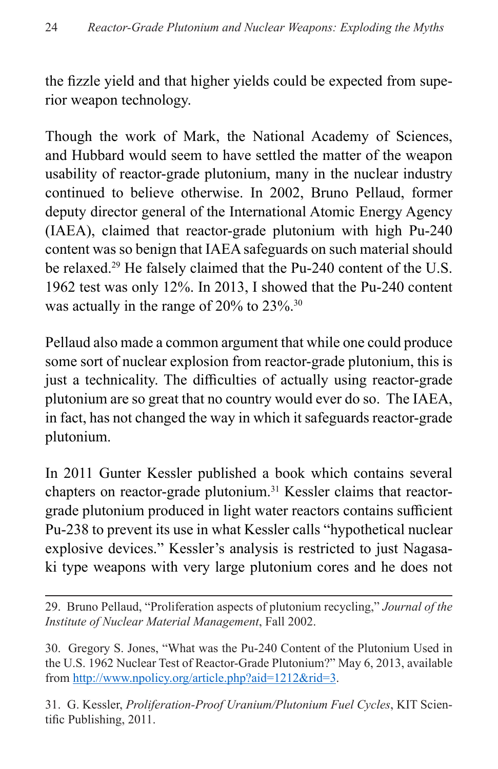the fizzle yield and that higher yields could be expected from superior weapon technology.

Though the work of Mark, the National Academy of Sciences, and Hubbard would seem to have settled the matter of the weapon usability of reactor-grade plutonium, many in the nuclear industry continued to believe otherwise. In 2002, Bruno Pellaud, former deputy director general of the International Atomic Energy Agency (IAEA), claimed that reactor-grade plutonium with high Pu-240 content was so benign that IAEA safeguards on such material should be relaxed.[29] He falsely claimed that the Pu-240 content of the U.S. 1962 test was only 12%. In 2013, I showed that the Pu-240 content was actually in the range of 20% to 23%.[30]

Pellaud also made a common argument that while one could produce some sort of nuclear explosion from reactor-grade plutonium, this is just a technicality. The difficulties of actually using reactor-grade plutonium are so great that no country would ever do so. The IAEA, in fact, has not changed the way in which it safeguards reactor-grade plutonium.

In 2011 Gunter Kessler published a book which contains several chapters on reactor-grade plutonium.[31] Kessler claims that reactor-grade plutonium produced in light water reactors contains sufficient Pu-238 to prevent its use in what Kessler calls "hypothetical nuclear explosive devices." Kessler's analysis is restricted to just Nagasaki type weapons with very large plutonium cores and he does not

---

29. Bruno Pellaud, "Proliferation aspects of plutonium recycling," *Journal of the Institute of Nuclear Material Management*, Fall 2002.

30. Gregory S. Jones, "What was the Pu-240 Content of the Plutonium Used in the U.S. 1962 Nuclear Test of Reactor-Grade Plutonium?" May 6, 2013, available from [http://www.npolicy.org/article.php?aid=1212&rid=3](http://www.npolicy.org/article.php?aid=1212&rid=3).

31. G. Kessler, *Proliferation-Proof Uranium/Plutonium Fuel Cycles*, KIT Scientific Publishing, 2011.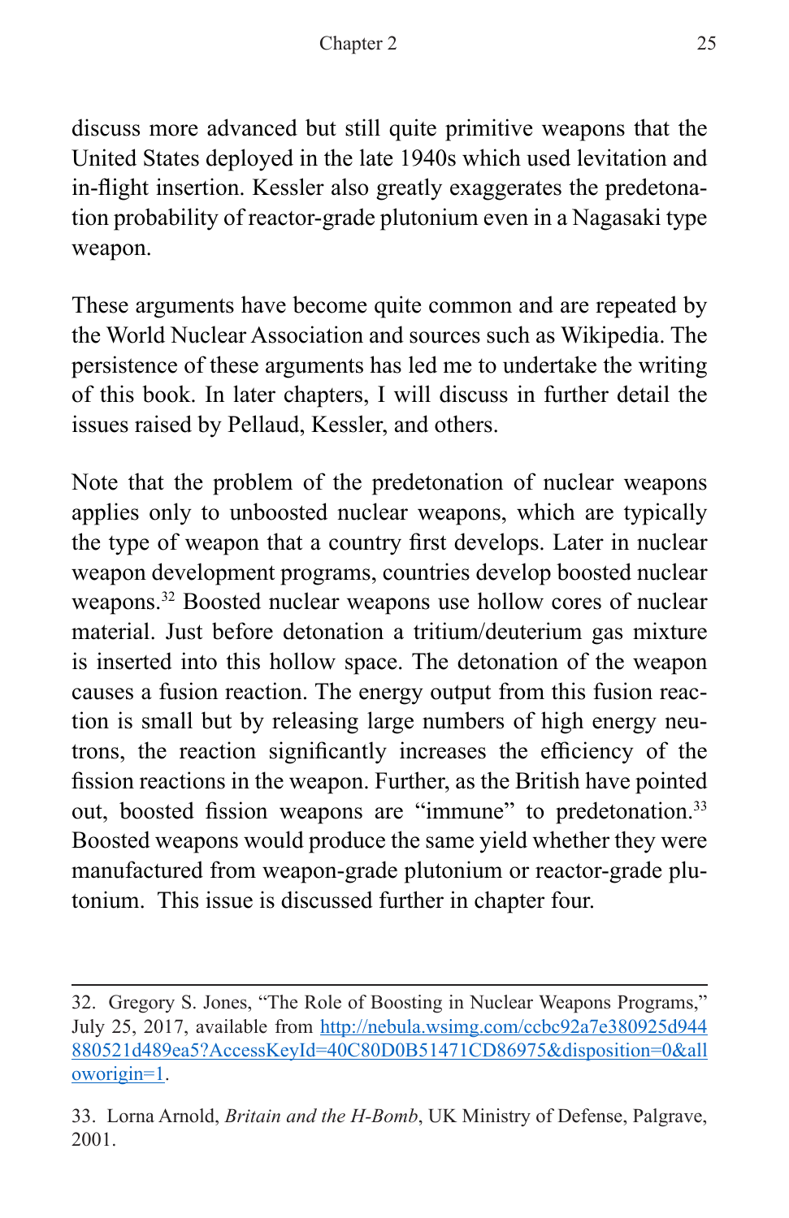discuss more advanced but still quite primitive weapons that the United States deployed in the late 1940s which used levitation and in-flight insertion. Kessler also greatly exaggerates the predetonation probability of reactor-grade plutonium even in a Nagasaki type weapon.

These arguments have become quite common and are repeated by the World Nuclear Association and sources such as Wikipedia. The persistence of these arguments has led me to undertake the writing of this book. In later chapters, I will discuss in further detail the issues raised by Pellaud, Kessler, and others.

Note that the problem of the predetonation of nuclear weapons applies only to unboosted nuclear weapons, which are typically the type of weapon that a country first develops. Later in nuclear weapon development programs, countries develop boosted nuclear weapons.[32] Boosted nuclear weapons use hollow cores of nuclear material. Just before detonation a tritium/deuterium gas mixture is inserted into this hollow space. The detonation of the weapon causes a fusion reaction. The energy output from this fusion reaction is small but by releasing large numbers of high energy neutrons, the reaction significantly increases the efficiency of the fission reactions in the weapon. Further, as the British have pointed out, boosted fission weapons are "immune" to predetonation.[33] Boosted weapons would produce the same yield whether they were manufactured from weapon-grade plutonium or reactor-grade plutonium. This issue is discussed further in chapter four.

---

32. Gregory S. Jones, "The Role of Boosting in Nuclear Weapons Programs," July 25, 2017, available from http://nebula.wsimg.com/ccbc92a7e380925d944880521d489ea5?AccessKeyId=40C80D0B51471CD86975&disposition=0&alloworigin=1.

33. Lorna Arnold, *Britain and the H-Bomb*, UK Ministry of Defense, Palgrave, 2001.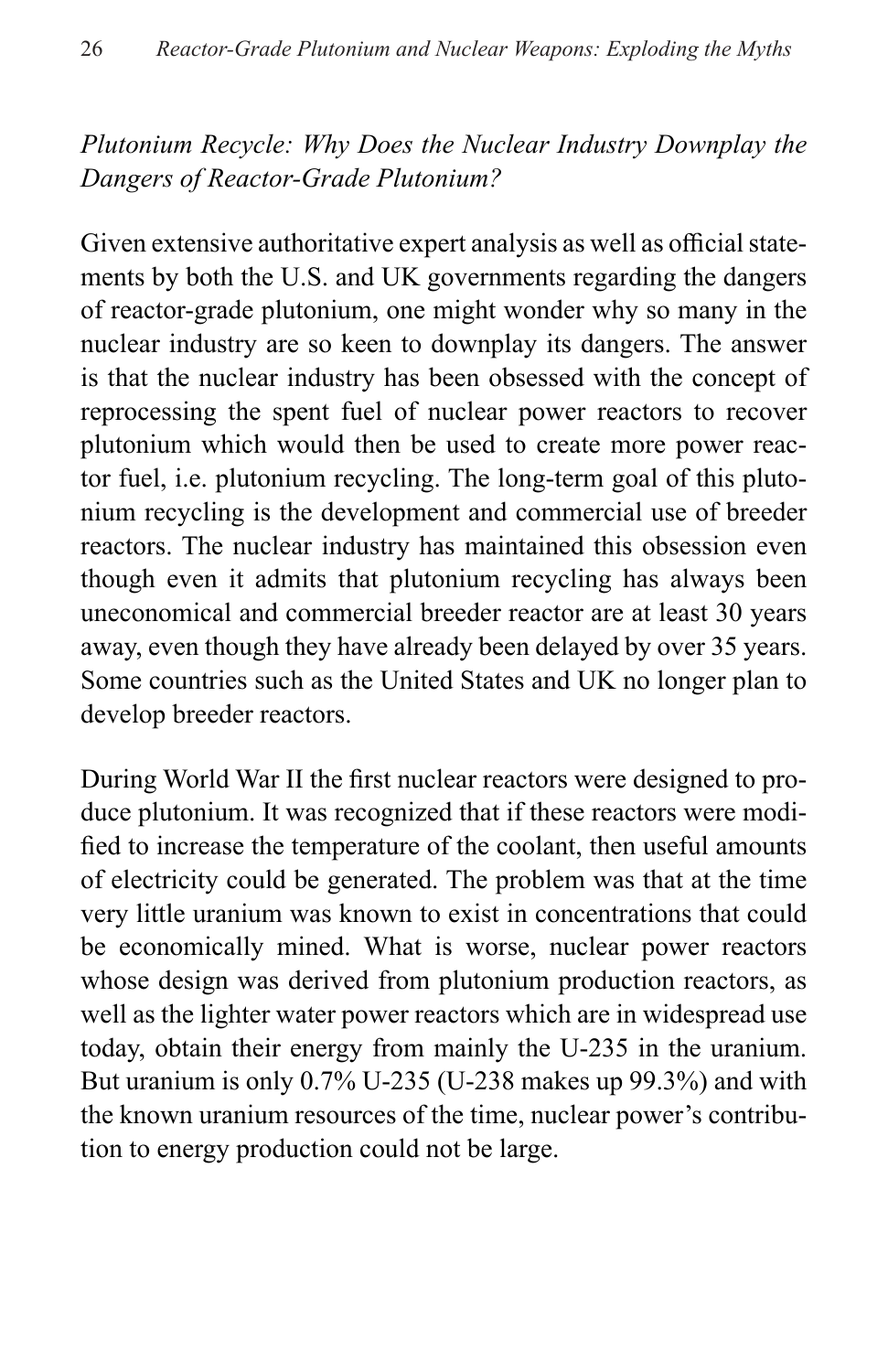*Plutonium Recycle: Why Does the Nuclear Industry Downplay the Dangers of Reactor-Grade Plutonium?*

Given extensive authoritative expert analysis as well as official statements by both the U.S. and UK governments regarding the dangers of reactor-grade plutonium, one might wonder why so many in the nuclear industry are so keen to downplay its dangers. The answer is that the nuclear industry has been obsessed with the concept of reprocessing the spent fuel of nuclear power reactors to recover plutonium which would then be used to create more power reactor fuel, i.e. plutonium recycling. The long-term goal of this plutonium recycling is the development and commercial use of breeder reactors. The nuclear industry has maintained this obsession even though even it admits that plutonium recycling has always been uneconomical and commercial breeder reactor are at least 30 years away, even though they have already been delayed by over 35 years. Some countries such as the United States and UK no longer plan to develop breeder reactors.

During World War II the first nuclear reactors were designed to produce plutonium. It was recognized that if these reactors were modified to increase the temperature of the coolant, then useful amounts of electricity could be generated. The problem was that at the time very little uranium was known to exist in concentrations that could be economically mined. What is worse, nuclear power reactors whose design was derived from plutonium production reactors, as well as the lighter water power reactors which are in widespread use today, obtain their energy from mainly the U-235 in the uranium. But uranium is only 0.7% U-235 (U-238 makes up 99.3%) and with the known uranium resources of the time, nuclear power's contribution to energy production could not be large.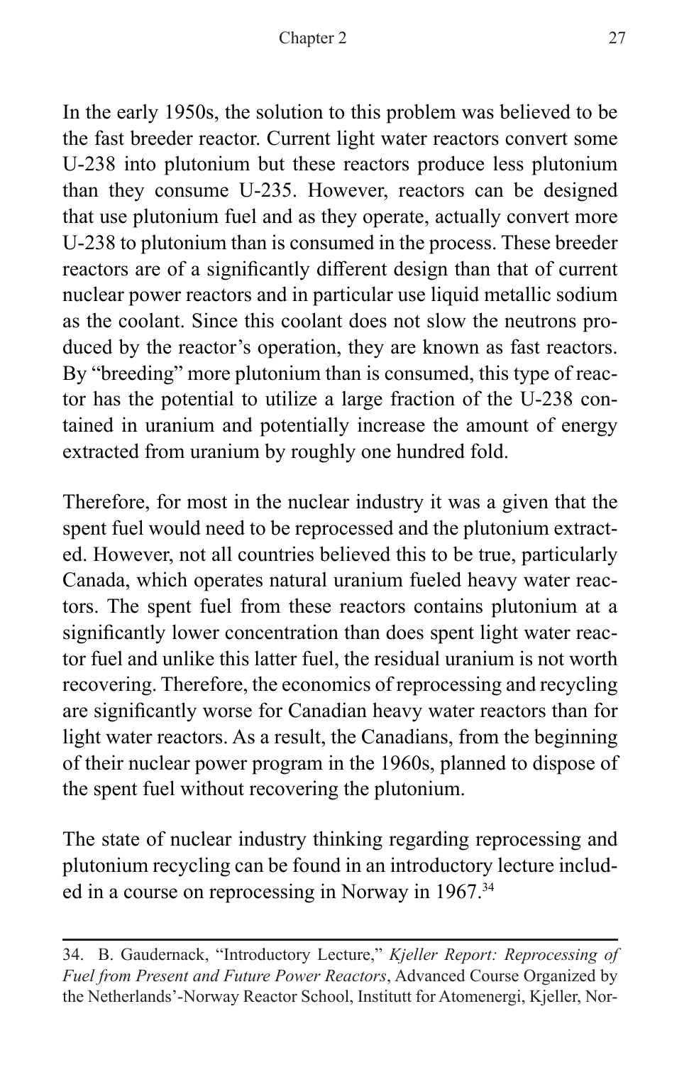In the early 1950s, the solution to this problem was believed to be the fast breeder reactor. Current light water reactors convert some U-238 into plutonium but these reactors produce less plutonium than they consume U-235. However, reactors can be designed that use plutonium fuel and as they operate, actually convert more U-238 to plutonium than is consumed in the process. These breeder reactors are of a significantly different design than that of current nuclear power reactors and in particular use liquid metallic sodium as the coolant. Since this coolant does not slow the neutrons produced by the reactor's operation, they are known as fast reactors. By "breeding" more plutonium than is consumed, this type of reactor has the potential to utilize a large fraction of the U-238 contained in uranium and potentially increase the amount of energy extracted from uranium by roughly one hundred fold.

Therefore, for most in the nuclear industry it was a given that the spent fuel would need to be reprocessed and the plutonium extracted. However, not all countries believed this to be true, particularly Canada, which operates natural uranium fueled heavy water reactors. The spent fuel from these reactors contains plutonium at a significantly lower concentration than does spent light water reactor fuel and unlike this latter fuel, the residual uranium is not worth recovering. Therefore, the economics of reprocessing and recycling are significantly worse for Canadian heavy water reactors than for light water reactors. As a result, the Canadians, from the beginning of their nuclear power program in the 1960s, planned to dispose of the spent fuel without recovering the plutonium.

The state of nuclear industry thinking regarding reprocessing and plutonium recycling can be found in an introductory lecture included in a course on reprocessing in Norway in 1967.[34]

---

34. B. Gaudernack, "Introductory Lecture," *Kjeller Report: Reprocessing of Fuel from Present and Future Power Reactors*, Advanced Course Organized by the Netherlands'-Norway Reactor School, Institutt for Atomenergi, Kjeller, Nor-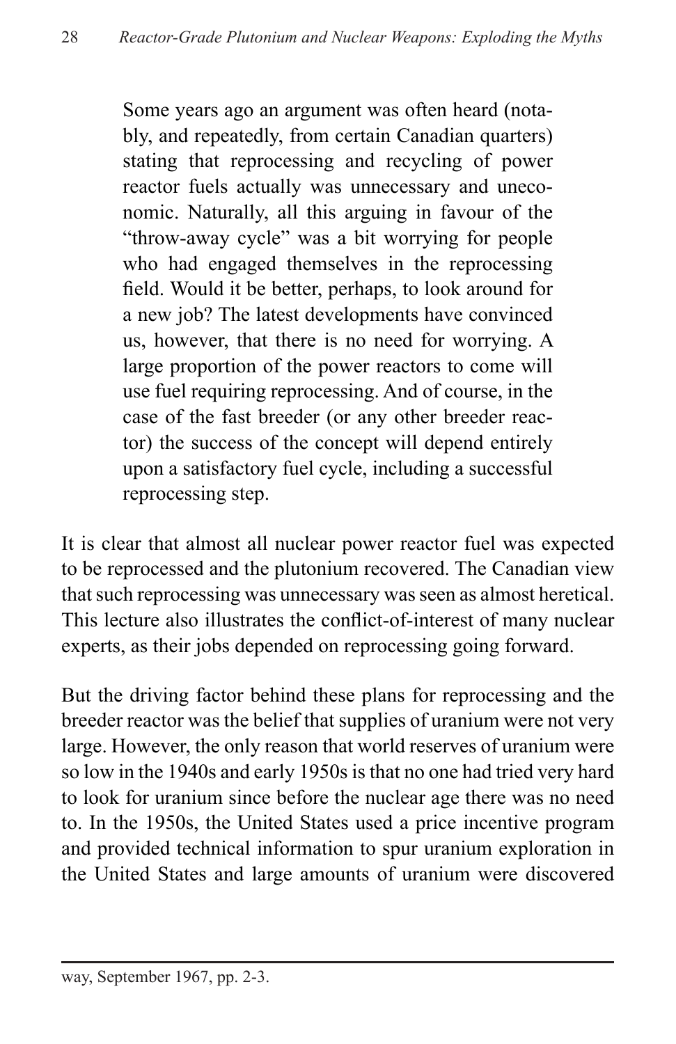> Some years ago an argument was often heard (notably, and repeatedly, from certain Canadian quarters) stating that reprocessing and recycling of power reactor fuels actually was unnecessary and uneconomic. Naturally, all this arguing in favour of the "throw-away cycle" was a bit worrying for people who had engaged themselves in the reprocessing field. Would it be better, perhaps, to look around for a new job? The latest developments have convinced us, however, that there is no need for worrying. A large proportion of the power reactors to come will use fuel requiring reprocessing. And of course, in the case of the fast breeder (or any other breeder reactor) the success of the concept will depend entirely upon a satisfactory fuel cycle, including a successful reprocessing step.

It is clear that almost all nuclear power reactor fuel was expected to be reprocessed and the plutonium recovered. The Canadian view that such reprocessing was unnecessary was seen as almost heretical. This lecture also illustrates the conflict-of-interest of many nuclear experts, as their jobs depended on reprocessing going forward.

But the driving factor behind these plans for reprocessing and the breeder reactor was the belief that supplies of uranium were not very large. However, the only reason that world reserves of uranium were so low in the 1940s and early 1950s is that no one had tried very hard to look for uranium since before the nuclear age there was no need to. In the 1950s, the United States used a price incentive program and provided technical information to spur uranium exploration in the United States and large amounts of uranium were discovered

---

way, September 1967, pp. 2-3.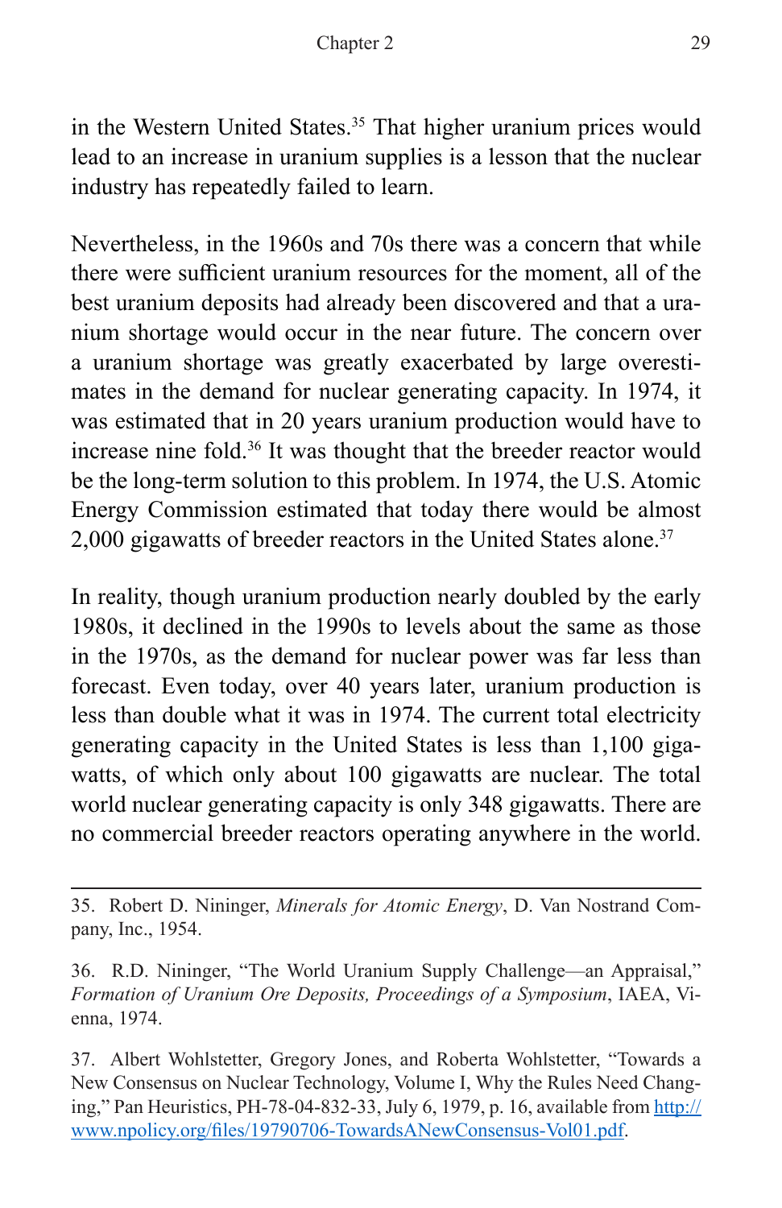in the Western United States.[35] That higher uranium prices would lead to an increase in uranium supplies is a lesson that the nuclear industry has repeatedly failed to learn.

Nevertheless, in the 1960s and 70s there was a concern that while there were sufficient uranium resources for the moment, all of the best uranium deposits had already been discovered and that a uranium shortage would occur in the near future. The concern over a uranium shortage was greatly exacerbated by large overestimates in the demand for nuclear generating capacity. In 1974, it was estimated that in 20 years uranium production would have to increase nine fold.[36] It was thought that the breeder reactor would be the long-term solution to this problem. In 1974, the U.S. Atomic Energy Commission estimated that today there would be almost 2,000 gigawatts of breeder reactors in the United States alone.[37]

In reality, though uranium production nearly doubled by the early 1980s, it declined in the 1990s to levels about the same as those in the 1970s, as the demand for nuclear power was far less than forecast. Even today, over 40 years later, uranium production is less than double what it was in 1974. The current total electricity generating capacity in the United States is less than 1,100 gigawatts, of which only about 100 gigawatts are nuclear. The total world nuclear generating capacity is only 348 gigawatts. There are no commercial breeder reactors operating anywhere in the world.

---

35. Robert D. Nininger, *Minerals for Atomic Energy*, D. Van Nostrand Company, Inc., 1954.

36. R.D. Nininger, "The World Uranium Supply Challenge—an Appraisal," *Formation of Uranium Ore Deposits, Proceedings of a Symposium*, IAEA, Vienna, 1974.

37. Albert Wohlstetter, Gregory Jones, and Roberta Wohlstetter, "Towards a New Consensus on Nuclear Technology, Volume I, Why the Rules Need Changing," Pan Heuristics, PH-78-04-832-33, July 6, 1979, p. 16, available from http://www.npolicy.org/files/19790706-TowardsANewConsensus-Vol01.pdf.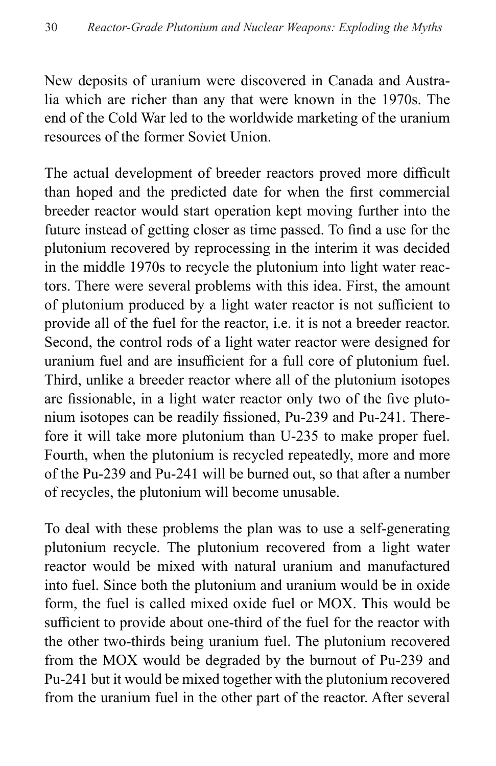New deposits of uranium were discovered in Canada and Australia which are richer than any that were known in the 1970s. The end of the Cold War led to the worldwide marketing of the uranium resources of the former Soviet Union.

The actual development of breeder reactors proved more difficult than hoped and the predicted date for when the first commercial breeder reactor would start operation kept moving further into the future instead of getting closer as time passed. To find a use for the plutonium recovered by reprocessing in the interim it was decided in the middle 1970s to recycle the plutonium into light water reactors. There were several problems with this idea. First, the amount of plutonium produced by a light water reactor is not sufficient to provide all of the fuel for the reactor, i.e. it is not a breeder reactor. Second, the control rods of a light water reactor were designed for uranium fuel and are insufficient for a full core of plutonium fuel. Third, unlike a breeder reactor where all of the plutonium isotopes are fissionable, in a light water reactor only two of the five plutonium isotopes can be readily fissioned, Pu-239 and Pu-241. Therefore it will take more plutonium than U-235 to make proper fuel. Fourth, when the plutonium is recycled repeatedly, more and more of the Pu-239 and Pu-241 will be burned out, so that after a number of recycles, the plutonium will become unusable.

To deal with these problems the plan was to use a self-generating plutonium recycle. The plutonium recovered from a light water reactor would be mixed with natural uranium and manufactured into fuel. Since both the plutonium and uranium would be in oxide form, the fuel is called mixed oxide fuel or MOX. This would be sufficient to provide about one-third of the fuel for the reactor with the other two-thirds being uranium fuel. The plutonium recovered from the MOX would be degraded by the burnout of Pu-239 and Pu-241 but it would be mixed together with the plutonium recovered from the uranium fuel in the other part of the reactor. After several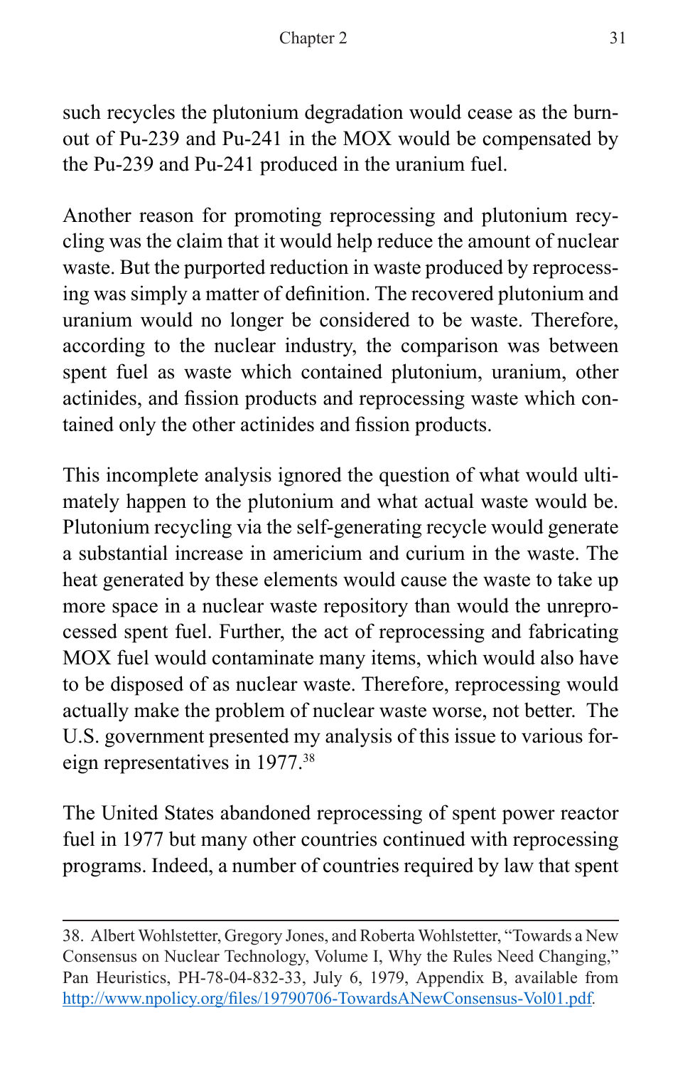such recycles the plutonium degradation would cease as the burn-out of Pu-239 and Pu-241 in the MOX would be compensated by the Pu-239 and Pu-241 produced in the uranium fuel.

Another reason for promoting reprocessing and plutonium recycling was the claim that it would help reduce the amount of nuclear waste. But the purported reduction in waste produced by reprocessing was simply a matter of definition. The recovered plutonium and uranium would no longer be considered to be waste. Therefore, according to the nuclear industry, the comparison was between spent fuel as waste which contained plutonium, uranium, other actinides, and fission products and reprocessing waste which contained only the other actinides and fission products.

This incomplete analysis ignored the question of what would ultimately happen to the plutonium and what actual waste would be. Plutonium recycling via the self-generating recycle would generate a substantial increase in americium and curium in the waste. The heat generated by these elements would cause the waste to take up more space in a nuclear waste repository than would the unreprocessed spent fuel. Further, the act of reprocessing and fabricating MOX fuel would contaminate many items, which would also have to be disposed of as nuclear waste. Therefore, reprocessing would actually make the problem of nuclear waste worse, not better. The U.S. government presented my analysis of this issue to various foreign representatives in 1977.[38]

The United States abandoned reprocessing of spent power reactor fuel in 1977 but many other countries continued with reprocessing programs. Indeed, a number of countries required by law that spent

---

38. Albert Wohlstetter, Gregory Jones, and Roberta Wohlstetter, "Towards a New Consensus on Nuclear Technology, Volume I, Why the Rules Need Changing," Pan Heuristics, PH-78-04-832-33, July 6, 1979, Appendix B, available from http://www.npolicy.org/files/19790706-TowardsANewConsensus-Vol01.pdf.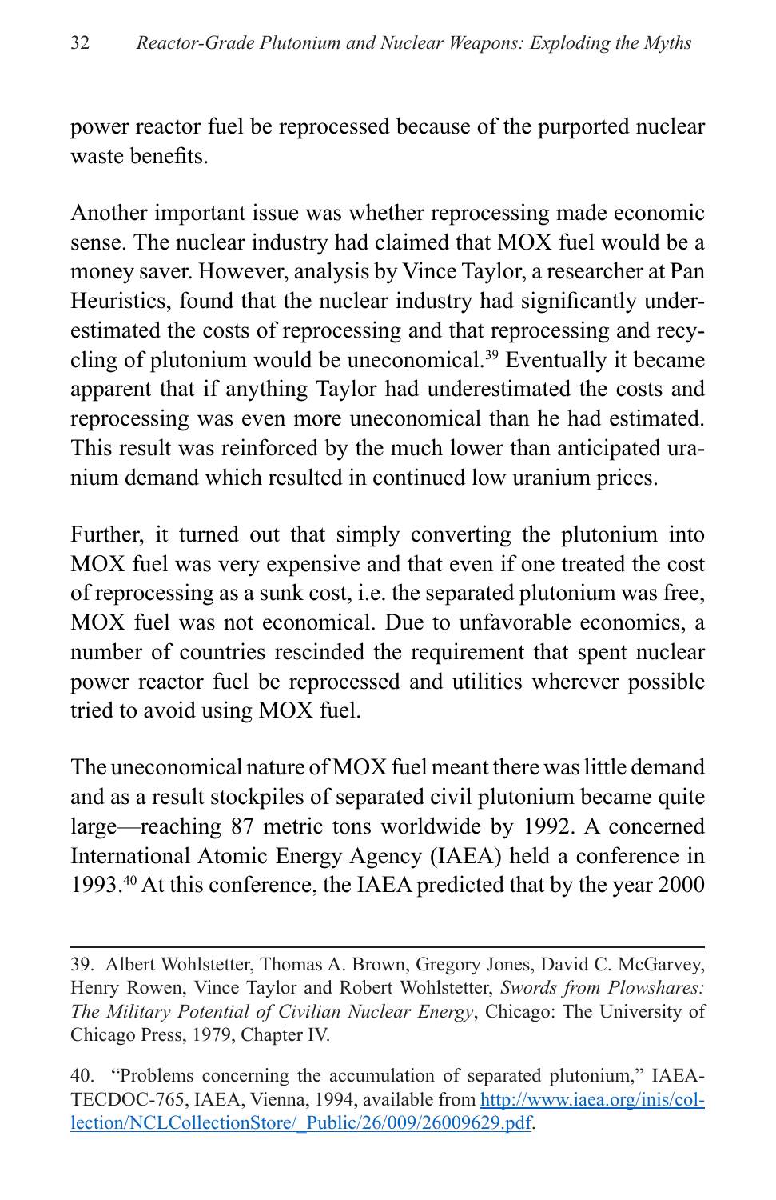power reactor fuel be reprocessed because of the purported nuclear waste benefits.

Another important issue was whether reprocessing made economic sense. The nuclear industry had claimed that MOX fuel would be a money saver. However, analysis by Vince Taylor, a researcher at Pan Heuristics, found that the nuclear industry had significantly underestimated the costs of reprocessing and that reprocessing and recycling of plutonium would be uneconomical.[39] Eventually it became apparent that if anything Taylor had underestimated the costs and reprocessing was even more uneconomical than he had estimated. This result was reinforced by the much lower than anticipated uranium demand which resulted in continued low uranium prices.

Further, it turned out that simply converting the plutonium into MOX fuel was very expensive and that even if one treated the cost of reprocessing as a sunk cost, i.e. the separated plutonium was free, MOX fuel was not economical. Due to unfavorable economics, a number of countries rescinded the requirement that spent nuclear power reactor fuel be reprocessed and utilities wherever possible tried to avoid using MOX fuel.

The uneconomical nature of MOX fuel meant there was little demand and as a result stockpiles of separated civil plutonium became quite large—reaching 87 metric tons worldwide by 1992. A concerned International Atomic Energy Agency (IAEA) held a conference in 1993.[40] At this conference, the IAEA predicted that by the year 2000

---

39. Albert Wohlstetter, Thomas A. Brown, Gregory Jones, David C. McGarvey, Henry Rowen, Vince Taylor and Robert Wohlstetter, *Swords from Plowshares: The Military Potential of Civilian Nuclear Energy*, Chicago: The University of Chicago Press, 1979, Chapter IV.

40. "Problems concerning the accumulation of separated plutonium," IAEA-TECDOC-765, IAEA, Vienna, 1994, available from http://www.iaea.org/inis/collection/NCLCollectionStore/_Public/26/009/26009629.pdf.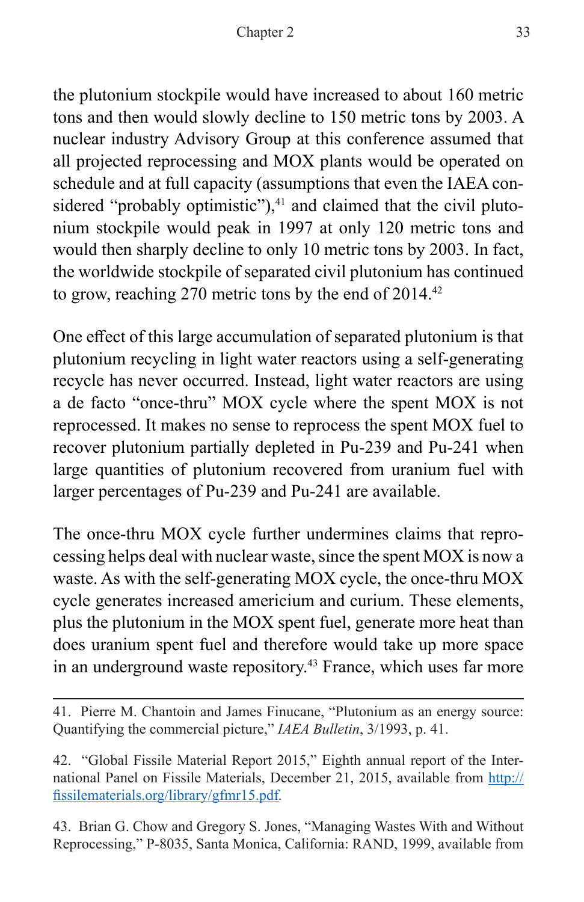the plutonium stockpile would have increased to about 160 metric tons and then would slowly decline to 150 metric tons by 2003. A nuclear industry Advisory Group at this conference assumed that all projected reprocessing and MOX plants would be operated on schedule and at full capacity (assumptions that even the IAEA considered "probably optimistic"),[41] and claimed that the civil plutonium stockpile would peak in 1997 at only 120 metric tons and would then sharply decline to only 10 metric tons by 2003. In fact, the worldwide stockpile of separated civil plutonium has continued to grow, reaching 270 metric tons by the end of 2014.[42]

One effect of this large accumulation of separated plutonium is that plutonium recycling in light water reactors using a self-generating recycle has never occurred. Instead, light water reactors are using a de facto "once-thru" MOX cycle where the spent MOX is not reprocessed. It makes no sense to reprocess the spent MOX fuel to recover plutonium partially depleted in Pu-239 and Pu-241 when large quantities of plutonium recovered from uranium fuel with larger percentages of Pu-239 and Pu-241 are available.

The once-thru MOX cycle further undermines claims that reprocessing helps deal with nuclear waste, since the spent MOX is now a waste. As with the self-generating MOX cycle, the once-thru MOX cycle generates increased americium and curium. These elements, plus the plutonium in the MOX spent fuel, generate more heat than does uranium spent fuel and therefore would take up more space in an underground waste repository.[43] France, which uses far more

---

41. Pierre M. Chantoin and James Finucane, "Plutonium as an energy source: Quantifying the commercial picture," *IAEA Bulletin*, 3/1993, p. 41.

42. "Global Fissile Material Report 2015," Eighth annual report of the International Panel on Fissile Materials, December 21, 2015, available from http://fissilematerials.org/library/gfmr15.pdf.

43. Brian G. Chow and Gregory S. Jones, "Managing Wastes With and Without Reprocessing," P-8035, Santa Monica, California: RAND, 1999, available from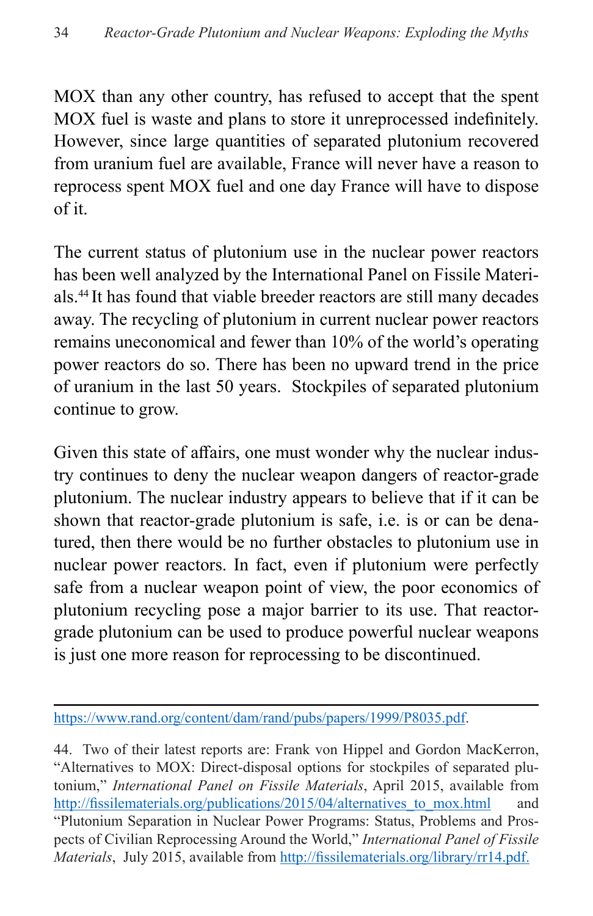MOX than any other country, has refused to accept that the spent MOX fuel is waste and plans to store it unreprocessed indefinitely. However, since large quantities of separated plutonium recovered from uranium fuel are available, France will never have a reason to reprocess spent MOX fuel and one day France will have to dispose of it.

The current status of plutonium use in the nuclear power reactors has been well analyzed by the International Panel on Fissile Materials.[44] It has found that viable breeder reactors are still many decades away. The recycling of plutonium in current nuclear power reactors remains uneconomical and fewer than 10% of the world's operating power reactors do so. There has been no upward trend in the price of uranium in the last 50 years. Stockpiles of separated plutonium continue to grow.

Given this state of affairs, one must wonder why the nuclear industry continues to deny the nuclear weapon dangers of reactor-grade plutonium. The nuclear industry appears to believe that if it can be shown that reactor-grade plutonium is safe, i.e. is or can be denatured, then there would be no further obstacles to plutonium use in nuclear power reactors. In fact, even if plutonium were perfectly safe from a nuclear weapon point of view, the poor economics of plutonium recycling pose a major barrier to its use. That reactor-grade plutonium can be used to produce powerful nuclear weapons is just one more reason for reprocessing to be discontinued.

---

https://www.rand.org/content/dam/rand/pubs/papers/1999/P8035.pdf.

44. Two of their latest reports are: Frank von Hippel and Gordon MacKerron, "Alternatives to MOX: Direct-disposal options for stockpiles of separated plutonium," *International Panel on Fissile Materials*, April 2015, available from http://fissilematerials.org/publications/2015/04/alternatives_to_mox.html and "Plutonium Separation in Nuclear Power Programs: Status, Problems and Prospects of Civilian Reprocessing Around the World," *International Panel of Fissile Materials*, July 2015, available from http://fissilematerials.org/library/rr14.pdf.